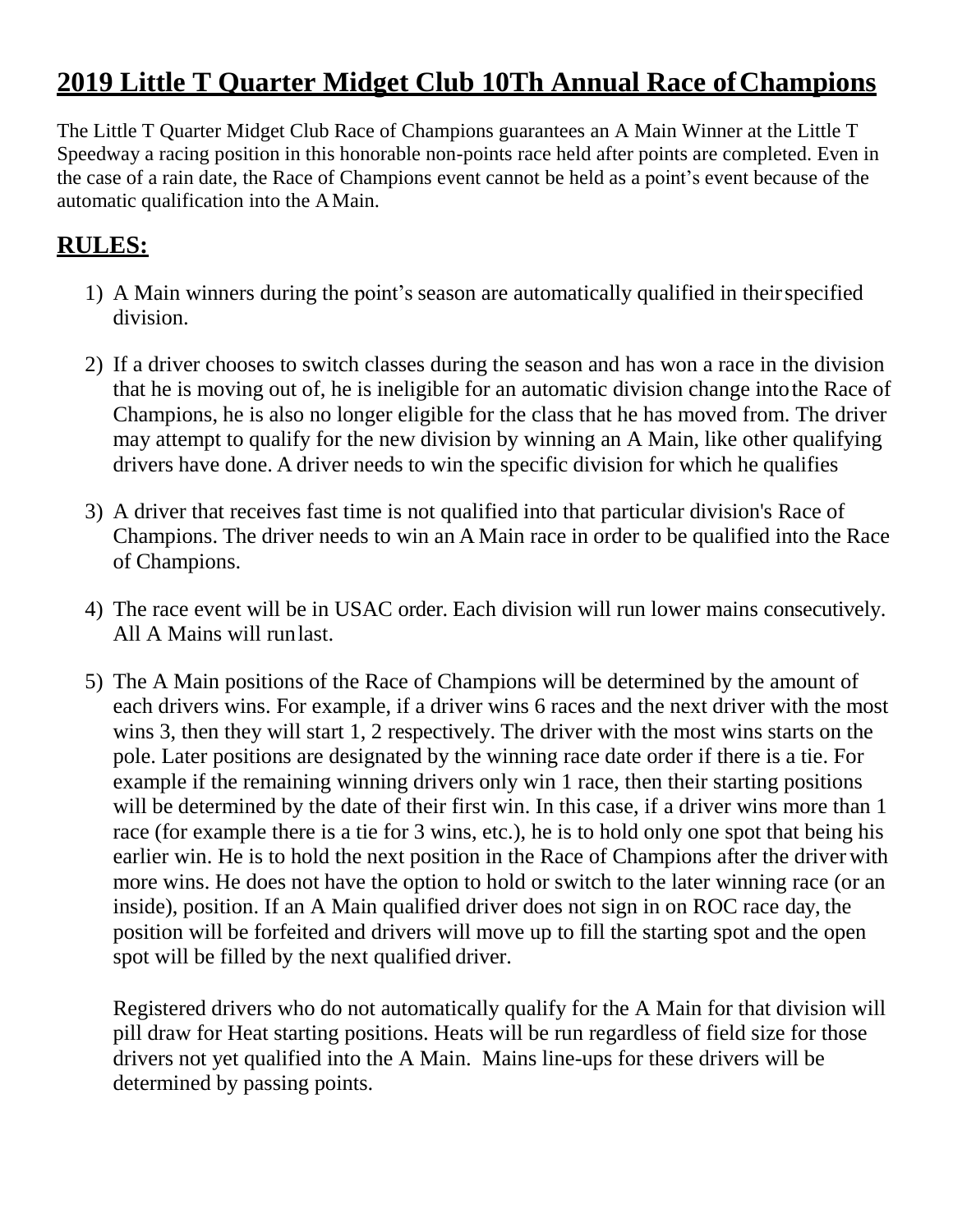# 2019 Little T Quarter Midget Club 10Th Annual Race of Champions

The Little T Quarter Midget Club Race of Champions guarantees an A Main Winner at the Little T Speedway a racing position in this honorable non-points race held after points are completed. Even in the case of a rain date, the Race of Champions event cannot be held as a point's event because of the automatic qualification into the A Main.

## RULES:

1) A Main winners during the point's season are automatically qualified in their specified division.

2) If a driver chooses to switch classes during the season and has won a race in the division that he is moving out of, he is ineligible for an automatic division change into the Race of Champions, he is also no longer eligible for the class that he has moved from. The driver may attempt to qualify for the new division by winning an A Main, like other qualifying drivers have done. A driver needs to win the specific division for which he qualifies

3) A driver that receives fast time is not qualified into that particular division's Race of Champions. The driver needs to win an A Main race in order to be qualified into the Race of Champions.

4) The race event will be in USAC order. Each division will run lower mains consecutively. All A Mains will run last.

5) The A Main positions of the Race of Champions will be determined by the amount of each drivers wins. For example, if a driver wins 6 races and the next driver with the most wins 3, then they will start 1, 2 respectively. The driver with the most wins starts on the pole. Later positions are designated by the winning race date order if there is a tie. For example if the remaining winning drivers only win 1 race, then their starting positions will be determined by the date of their first win. In this case, if a driver wins more than 1 race (for example there is a tie for 3 wins, etc.), he is to hold only one spot that being his earlier win. He is to hold the next position in the Race of Champions after the driver with more wins. He does not have the option to hold or switch to the later winning race (or an inside), position. If an A Main qualified driver does not sign in on ROC race day, the position will be forfeited and drivers will move up to fill the starting spot and the open spot will be filled by the next qualified driver.

   Registered drivers who do not automatically qualify for the A Main for that division will pill draw for Heat starting positions. Heats will be run regardless of field size for those drivers not yet qualified into the A Main. Mains line-ups for these drivers will be determined by passing points.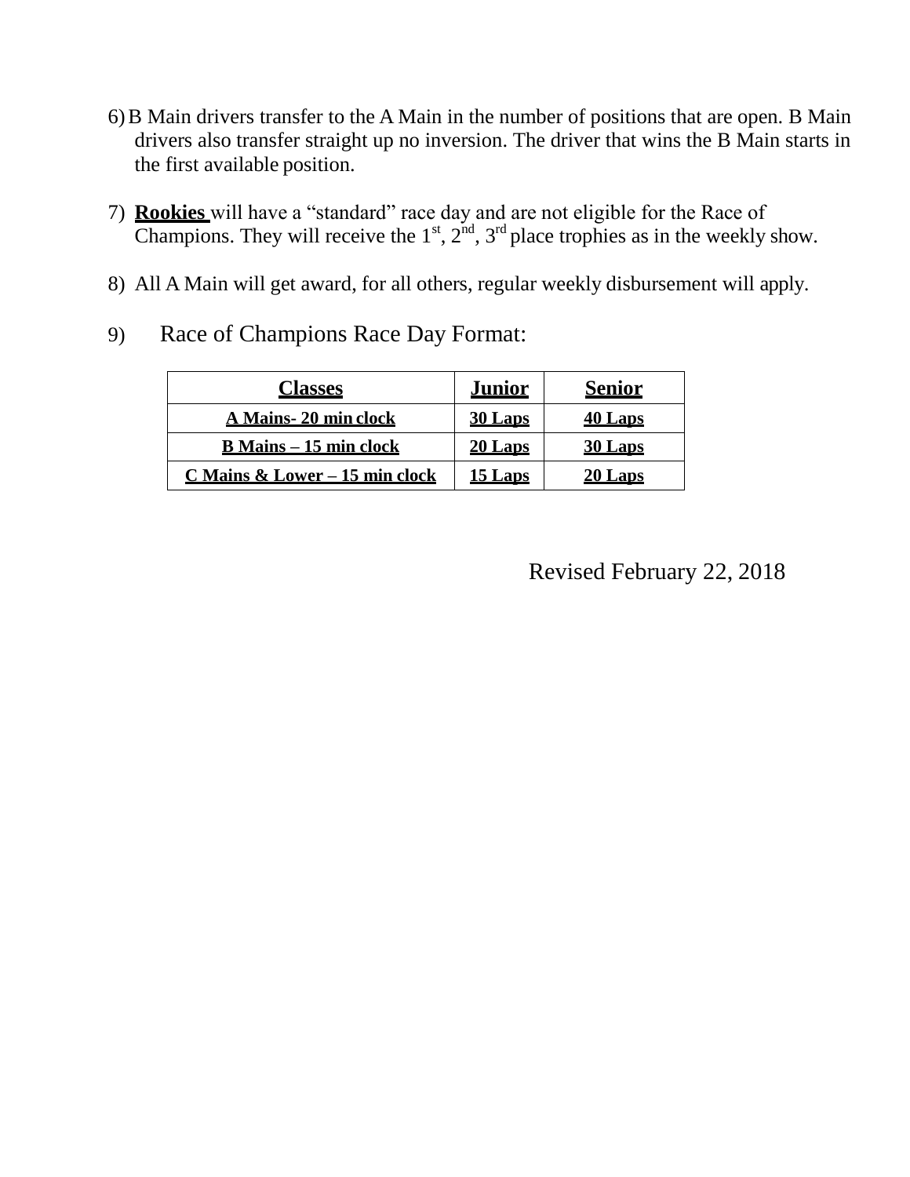6) B Main drivers transfer to the A Main in the number of positions that are open. B Main drivers also transfer straight up no inversion. The driver that wins the B Main starts in the first available position.

7) **Rookies** will have a "standard" race day and are not eligible for the Race of Champions. They will receive the 1st, 2nd, 3rd place trophies as in the weekly show.

8) All A Main will get award, for all others, regular weekly disbursement will apply.

9) Race of Champions Race Day Format:

| Classes | Junior | Senior |
|---|---|---|
| A Mains- 20 min clock | 30 Laps | 40 Laps |
| B Mains – 15 min clock | 20 Laps | 30 Laps |
| C Mains & Lower – 15 min clock | 15 Laps | 20 Laps |

Revised February 22, 2018